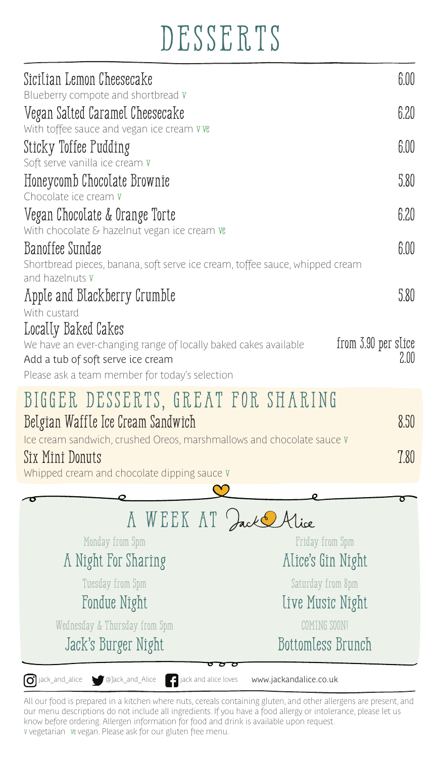# DESSERTS

**Sicilian Lemon Cheesecake** 6.00
Blueberry compote and shortbread V

**Vegan Salted Caramel Cheesecake** 6.20
With toffee sauce and vegan ice cream V VE

**Sticky Toffee Pudding** 6.00
Soft serve vanilla ice cream V

**Honeycomb Chocolate Brownie** 5.80
Chocolate ice cream V

**Vegan Chocolate & Orange Torte** 6.20
With chocolate & hazelnut vegan ice cream VE

**Banoffee Sundae** 6.00
Shortbread pieces, banana, soft serve ice cream, toffee sauce, whipped cream and hazelnuts V

**Apple and Blackberry Crumble** 5.80
With custard

**Locally Baked Cakes**
We have an ever-changing range of locally baked cakes available from 3.90 per slice
Add a tub of soft serve ice cream 2.00
Please ask a team member for today's selection

## BIGGER DESSERTS, GREAT FOR SHARING

**Belgian Waffle Ice Cream Sandwich** 8.50
Ice cream sandwich, crushed Oreos, marshmallows and chocolate sauce V

**Six Mini Donuts** 7.80
Whipped cream and chocolate dipping sauce V

## A WEEK AT Jack & Alice

Monday from 5pm
**A Night For Sharing**

Tuesday from 5pm
**Fondue Night**

Wednesday & Thursday from 5pm
**Jack's Burger Night**

Friday from 5pm
**Alice's Gin Night**

Saturday from 8pm
**Live Music Night**

COMING SOON!
**Bottomless Brunch**

jack_and_alice @Jack_and_Alice jack and alice loves www.jackandalice.co.uk

All our food is prepared in a kitchen where nuts, cereals containing gluten, and other allergens are present, and our menu descriptions do not include all ingredients. If you have a food allergy or intolerance, please let us know before ordering. Allergen information for food and drink is available upon request.
V vegetarian VE vegan. Please ask for our gluten free menu.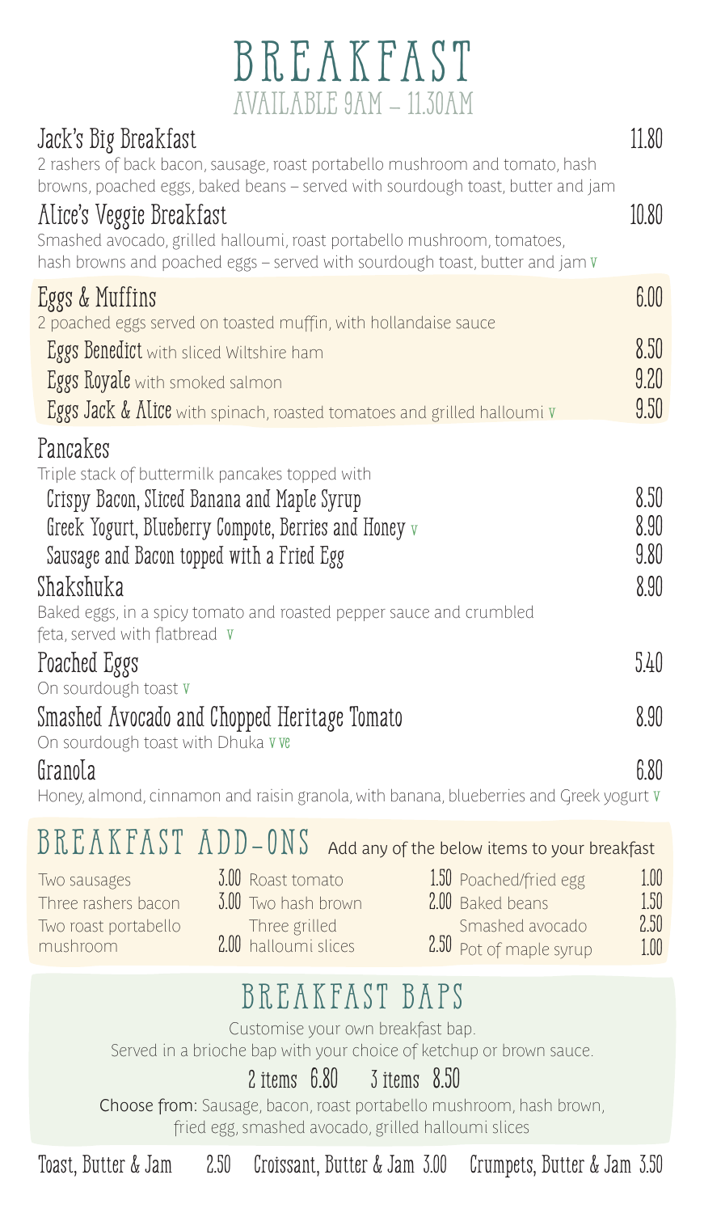# BREAKFAST

AVAILABLE 9AM – 11.30AM

**Jack's Big Breakfast** — 11.80

2 rashers of back bacon, sausage, roast portabello mushroom and tomato, hash browns, poached eggs, baked beans – served with sourdough toast, butter and jam

**Alice's Veggie Breakfast** — 10.80

Smashed avocado, grilled halloumi, roast portabello mushroom, tomatoes, hash browns and poached eggs – served with sourdough toast, butter and jam V

**Eggs & Muffins** — 6.00

2 poached eggs served on toasted muffin, with hollandaise sauce

- **Eggs Benedict** with sliced Wiltshire ham — 8.50
- **Eggs Royale** with smoked salmon — 9.20
- **Eggs Jack & Alice** with spinach, roasted tomatoes and grilled halloumi V — 9.50

**Pancakes**

Triple stack of buttermilk pancakes topped with

- Crispy Bacon, Sliced Banana and Maple Syrup — 8.50
- Greek Yogurt, Blueberry Compote, Berries and Honey V — 8.90
- Sausage and Bacon topped with a Fried Egg — 9.80

**Shakshuka** — 8.90

Baked eggs, in a spicy tomato and roasted pepper sauce and crumbled feta, served with flatbread V

**Poached Eggs** — 5.40

On sourdough toast V

**Smashed Avocado and Chopped Heritage Tomato** — 8.90

On sourdough toast with Dhuka V VE

**Granola** — 6.80

Honey, almond, cinnamon and raisin granola, with banana, blueberries and Greek yogurt V

## BREAKFAST ADD-ONS

Add any of the below items to your breakfast

| | | | | | |
|---|---|---|---|---|---|
| Two sausages | 3.00 | Roast tomato | 1.50 | Poached/fried egg | 1.00 |
| Three rashers bacon | 3.00 | Two hash brown | 2.00 | Baked beans | 1.50 |
| Two roast portabello mushroom | 2.00 | Three grilled halloumi slices | 2.50 | Smashed avocado | 2.50 |
| | | | | Pot of maple syrup | 1.00 |

## BREAKFAST BAPS

Customise your own breakfast bap.
Served in a brioche bap with your choice of ketchup or brown sauce.

2 items 6.80 — 3 items 8.50

Choose from: Sausage, bacon, roast portabello mushroom, hash brown, fried egg, smashed avocado, grilled halloumi slices

Toast, Butter & Jam 2.50 — Croissant, Butter & Jam 3.00 — Crumpets, Butter & Jam 3.50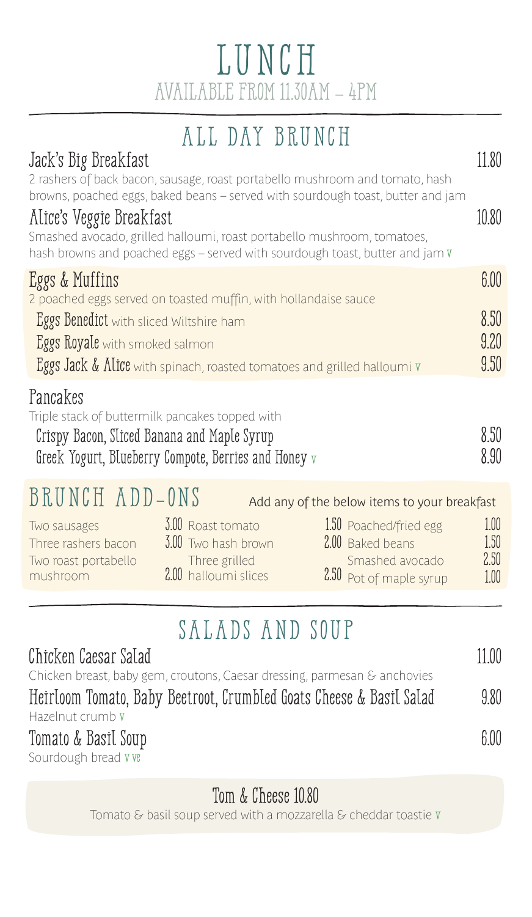# LUNCH

AVAILABLE FROM 11.30AM – 4PM

## ALL DAY BRUNCH

**Jack's Big Breakfast** 11.80

2 rashers of back bacon, sausage, roast portabello mushroom and tomato, hash browns, poached eggs, baked beans – served with sourdough toast, butter and jam

**Alice's Veggie Breakfast** 10.80

Smashed avocado, grilled halloumi, roast portabello mushroom, tomatoes, hash browns and poached eggs – served with sourdough toast, butter and jam V

**Eggs & Muffins** 6.00

2 poached eggs served on toasted muffin, with hollandaise sauce

- **Eggs Benedict** with sliced Wiltshire ham 8.50
- **Eggs Royale** with smoked salmon 9.20
- **Eggs Jack & Alice** with spinach, roasted tomatoes and grilled halloumi V 9.50

**Pancakes**

Triple stack of buttermilk pancakes topped with

- Crispy Bacon, Sliced Banana and Maple Syrup 8.50
- Greek Yogurt, Blueberry Compote, Berries and Honey V 8.90

## BRUNCH ADD-ONS

Add any of the below items to your breakfast

| | |
|---|---|
| Two sausages | 3.00 |
| Three rashers bacon | 3.00 |
| Two roast portabello mushroom | 2.00 |
| Roast tomato | 1.50 |
| Two hash brown | 2.00 |
| Three grilled halloumi slices | 2.50 |
| Poached/fried egg | 1.00 |
| Baked beans | 1.50 |
| Smashed avocado | 2.50 |
| Pot of maple syrup | 1.00 |

## SALADS AND SOUP

**Chicken Caesar Salad** 11.00

Chicken breast, baby gem, croutons, Caesar dressing, parmesan & anchovies

**Heirloom Tomato, Baby Beetroot, Crumbled Goats Cheese & Basil Salad** 9.80

Hazelnut crumb V

**Tomato & Basil Soup** 6.00

Sourdough bread V VE

**Tom & Cheese 10.80**

Tomato & basil soup served with a mozzarella & cheddar toastie V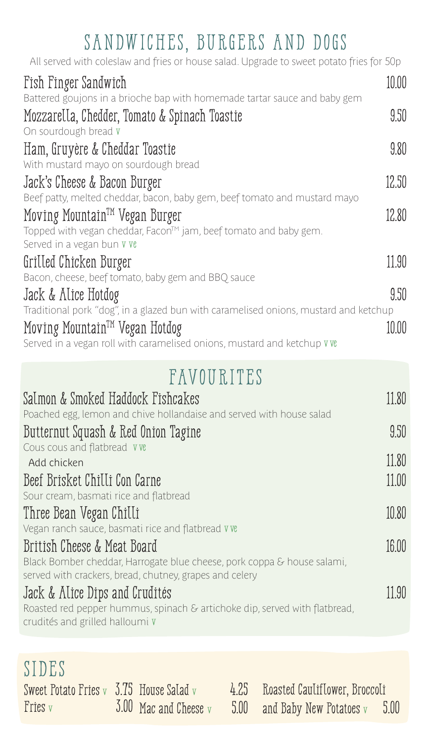# SANDWICHES, BURGERS AND DOGS

All served with coleslaw and fries or house salad. Upgrade to sweet potato fries for 50p

**Fish Finger Sandwich** 10.00
Battered goujons in a brioche bap with homemade tartar sauce and baby gem

**Mozzarella, Chedder, Tomato & Spinach Toastie** 9.50
On sourdough bread V

**Ham, Gruyère & Cheddar Toastie** 9.80
With mustard mayo on sourdough bread

**Jack's Cheese & Bacon Burger** 12.50
Beef patty, melted cheddar, bacon, baby gem, beef tomato and mustard mayo

**Moving Mountain™ Vegan Burger** 12.80
Topped with vegan cheddar, Facon™ jam, beef tomato and baby gem.
Served in a vegan bun V VE

**Grilled Chicken Burger** 11.90
Bacon, cheese, beef tomato, baby gem and BBQ sauce

**Jack & Alice Hotdog** 9.50
Traditional pork "dog", in a glazed bun with caramelised onions, mustard and ketchup

**Moving Mountain™ Vegan Hotdog** 10.00
Served in a vegan roll with caramelised onions, mustard and ketchup V VE

# FAVOURITES

**Salmon & Smoked Haddock Fishcakes** 11.80
Poached egg, lemon and chive hollandaise and served with house salad

**Butternut Squash & Red Onion Tagine** 9.50
Cous cous and flatbread V VE
Add chicken 11.80

**Beef Brisket Chilli Con Carne** 11.00
Sour cream, basmati rice and flatbread

**Three Bean Vegan Chilli** 10.80
Vegan ranch sauce, basmati rice and flatbread V VE

**British Cheese & Meat Board** 16.00
Black Bomber cheddar, Harrogate blue cheese, pork coppa & house salami, served with crackers, bread, chutney, grapes and celery

**Jack & Alice Dips and Crudités** 11.90
Roasted red pepper hummus, spinach & artichoke dip, served with flatbread, crudités and grilled halloumi V

# SIDES

Sweet Potato Fries V 3.75
Fries V 3.00
House Salad V 4.25
Mac and Cheese V 5.00
Roasted Cauliflower, Broccoli and Baby New Potatoes V 5.00